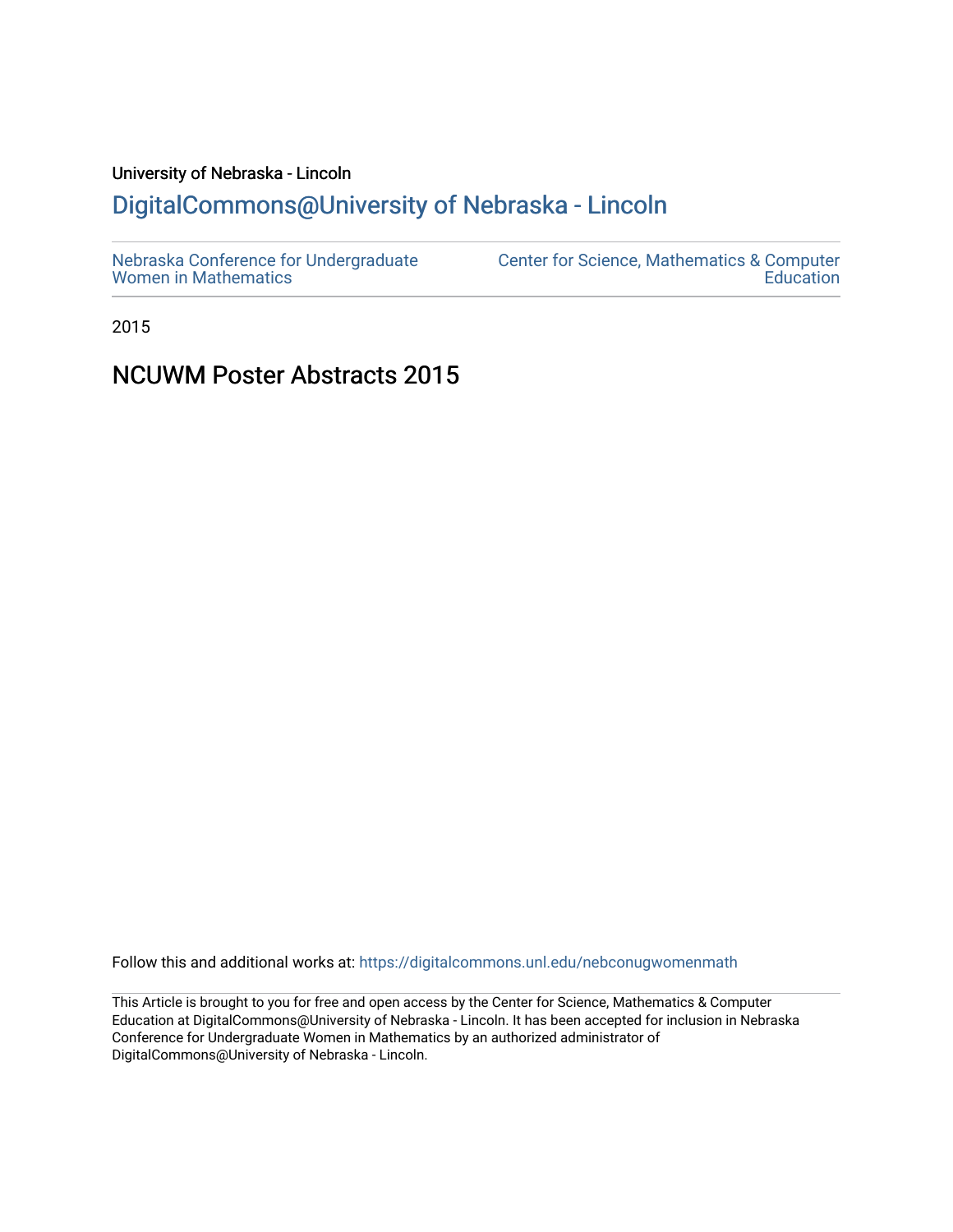University of Nebraska - Lincoln

## DigitalCommons@University of Nebraska - Lincoln

Nebraska Conference for Undergraduate Women in Mathematics

Center for Science, Mathematics & Computer Education

2015

# NCUWM Poster Abstracts 2015

Follow this and additional works at: https://digitalcommons.unl.edu/nebconugwomenmath

This Article is brought to you for free and open access by the Center for Science, Mathematics & Computer Education at DigitalCommons@University of Nebraska - Lincoln. It has been accepted for inclusion in Nebraska Conference for Undergraduate Women in Mathematics by an authorized administrator of DigitalCommons@University of Nebraska - Lincoln.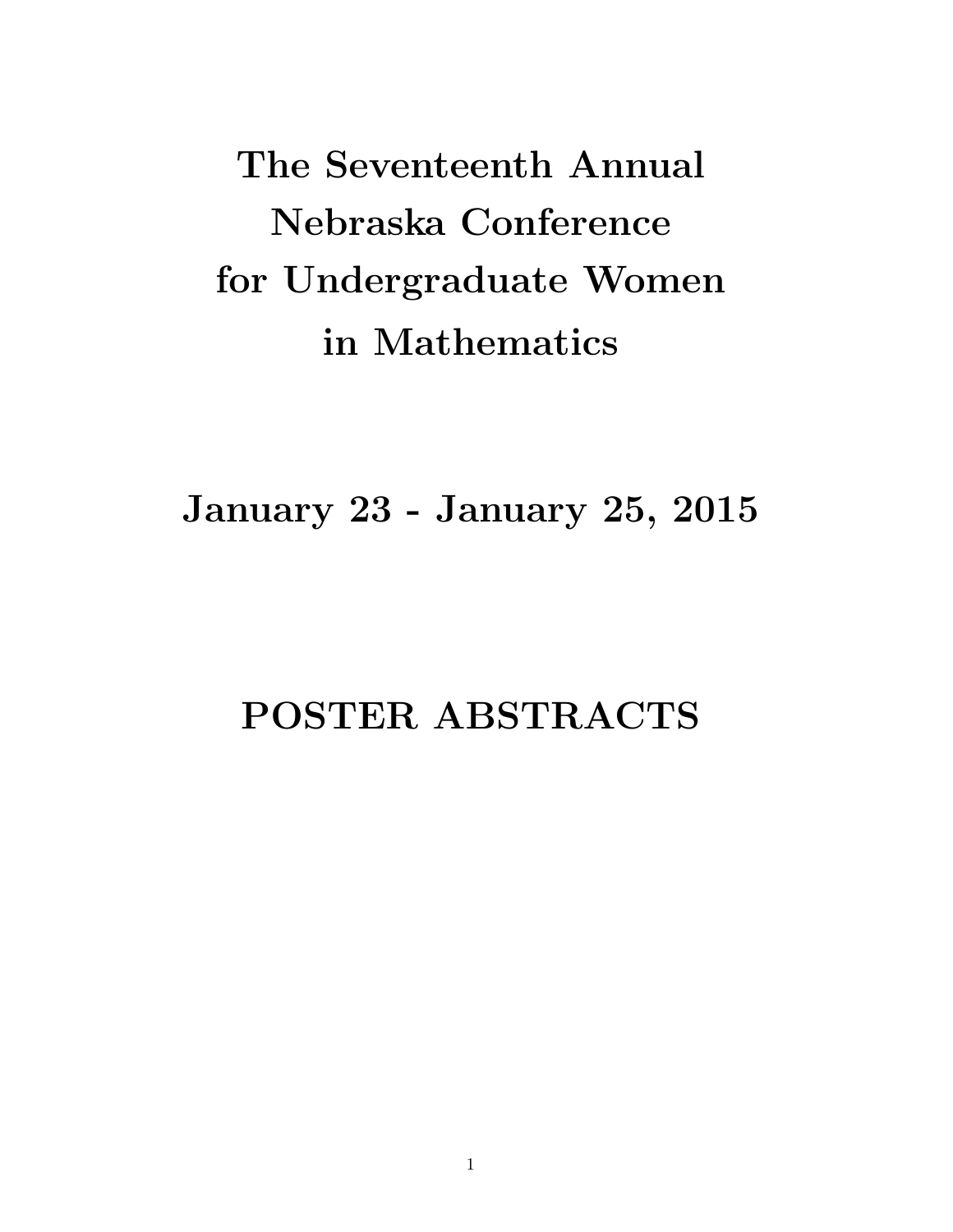# The Seventeenth Annual Nebraska Conference for Undergraduate Women in Mathematics

## January 23 - January 25, 2015

# POSTER ABSTRACTS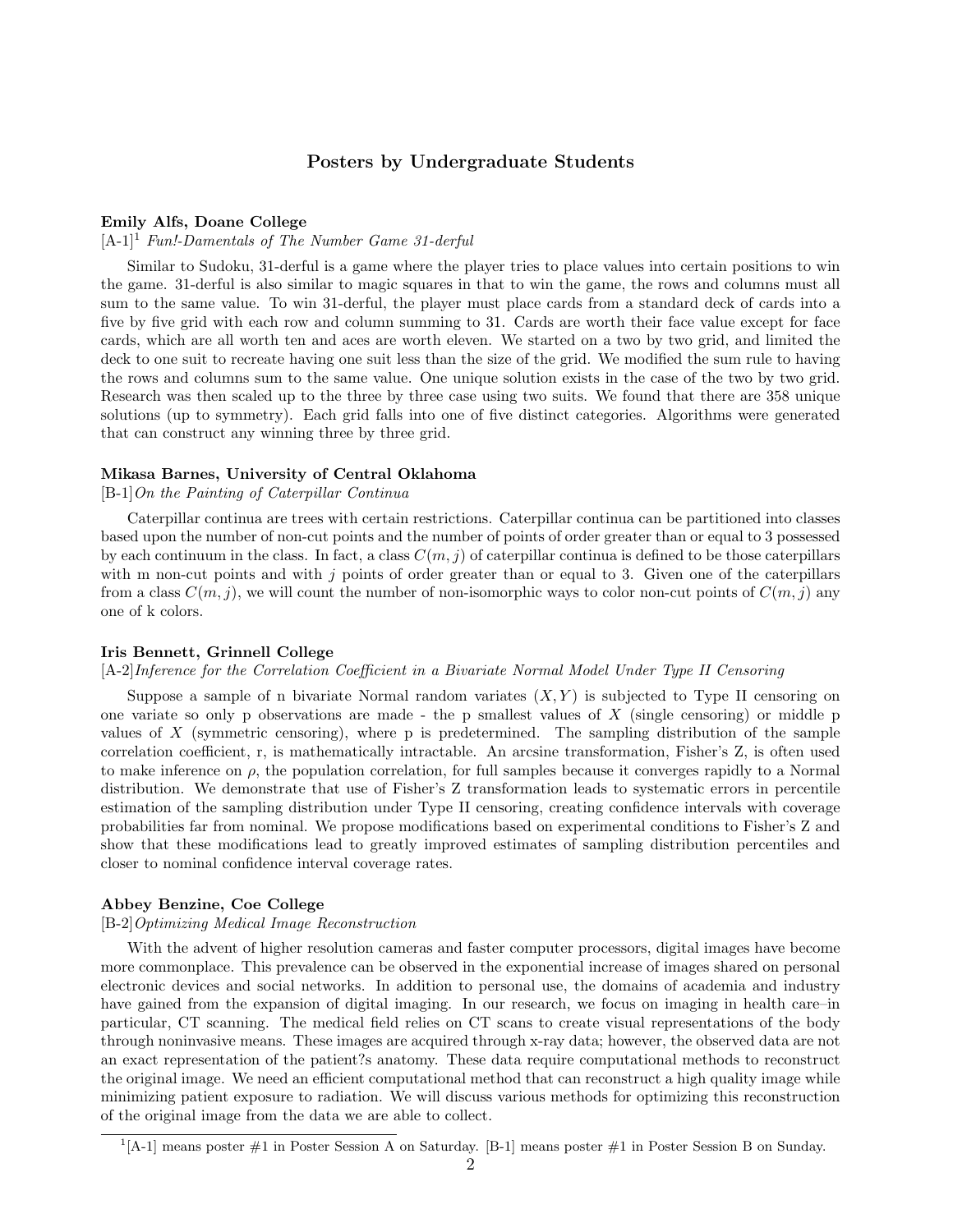## Posters by Undergraduate Students

**Emily Alfs, Doane College**

[A-1][1] *Fun!-Damentals of The Number Game 31-derful*

Similar to Sudoku, 31-derful is a game where the player tries to place values into certain positions to win the game. 31-derful is also similar to magic squares in that to win the game, the rows and columns must all sum to the same value. To win 31-derful, the player must place cards from a standard deck of cards into a five by five grid with each row and column summing to 31. Cards are worth their face value except for face cards, which are all worth ten and aces are worth eleven. We started on a two by two grid, and limited the deck to one suit to recreate having one suit less than the size of the grid. We modified the sum rule to having the rows and columns sum to the same value. One unique solution exists in the case of the two by two grid. Research was then scaled up to the three by three case using two suits. We found that there are 358 unique solutions (up to symmetry). Each grid falls into one of five distinct categories. Algorithms were generated that can construct any winning three by three grid.

**Mikasa Barnes, University of Central Oklahoma**

[B-1] *On the Painting of Caterpillar Continua*

Caterpillar continua are trees with certain restrictions. Caterpillar continua can be partitioned into classes based upon the number of non-cut points and the number of points of order greater than or equal to 3 possessed by each continuum in the class. In fact, a class $C(m, j)$ of caterpillar continua is defined to be those caterpillars with m non-cut points and with $j$ points of order greater than or equal to 3. Given one of the caterpillars from a class $C(m, j)$, we will count the number of non-isomorphic ways to color non-cut points of $C(m, j)$ any one of k colors.

**Iris Bennett, Grinnell College**

[A-2] *Inference for the Correlation Coefficient in a Bivariate Normal Model Under Type II Censoring*

Suppose a sample of n bivariate Normal random variates $(X, Y)$ is subjected to Type II censoring on one variate so only p observations are made - the p smallest values of $X$ (single censoring) or middle p values of $X$ (symmetric censoring), where p is predetermined. The sampling distribution of the sample correlation coefficient, r, is mathematically intractable. An arcsine transformation, Fisher's Z, is often used to make inference on $\rho$, the population correlation, for full samples because it converges rapidly to a Normal distribution. We demonstrate that use of Fisher's Z transformation leads to systematic errors in percentile estimation of the sampling distribution under Type II censoring, creating confidence intervals with coverage probabilities far from nominal. We propose modifications based on experimental conditions to Fisher's Z and show that these modifications lead to greatly improved estimates of sampling distribution percentiles and closer to nominal confidence interval coverage rates.

**Abbey Benzine, Coe College**

[B-2] *Optimizing Medical Image Reconstruction*

With the advent of higher resolution cameras and faster computer processors, digital images have become more commonplace. This prevalence can be observed in the exponential increase of images shared on personal electronic devices and social networks. In addition to personal use, the domains of academia and industry have gained from the expansion of digital imaging. In our research, we focus on imaging in health care–in particular, CT scanning. The medical field relies on CT scans to create visual representations of the body through noninvasive means. These images are acquired through x-ray data; however, the observed data are not an exact representation of the patient?s anatomy. These data require computational methods to reconstruct the original image. We need an efficient computational method that can reconstruct a high quality image while minimizing patient exposure to radiation. We will discuss various methods for optimizing this reconstruction of the original image from the data we are able to collect.

[1] [A-1] means poster #1 in Poster Session A on Saturday. [B-1] means poster #1 in Poster Session B on Sunday.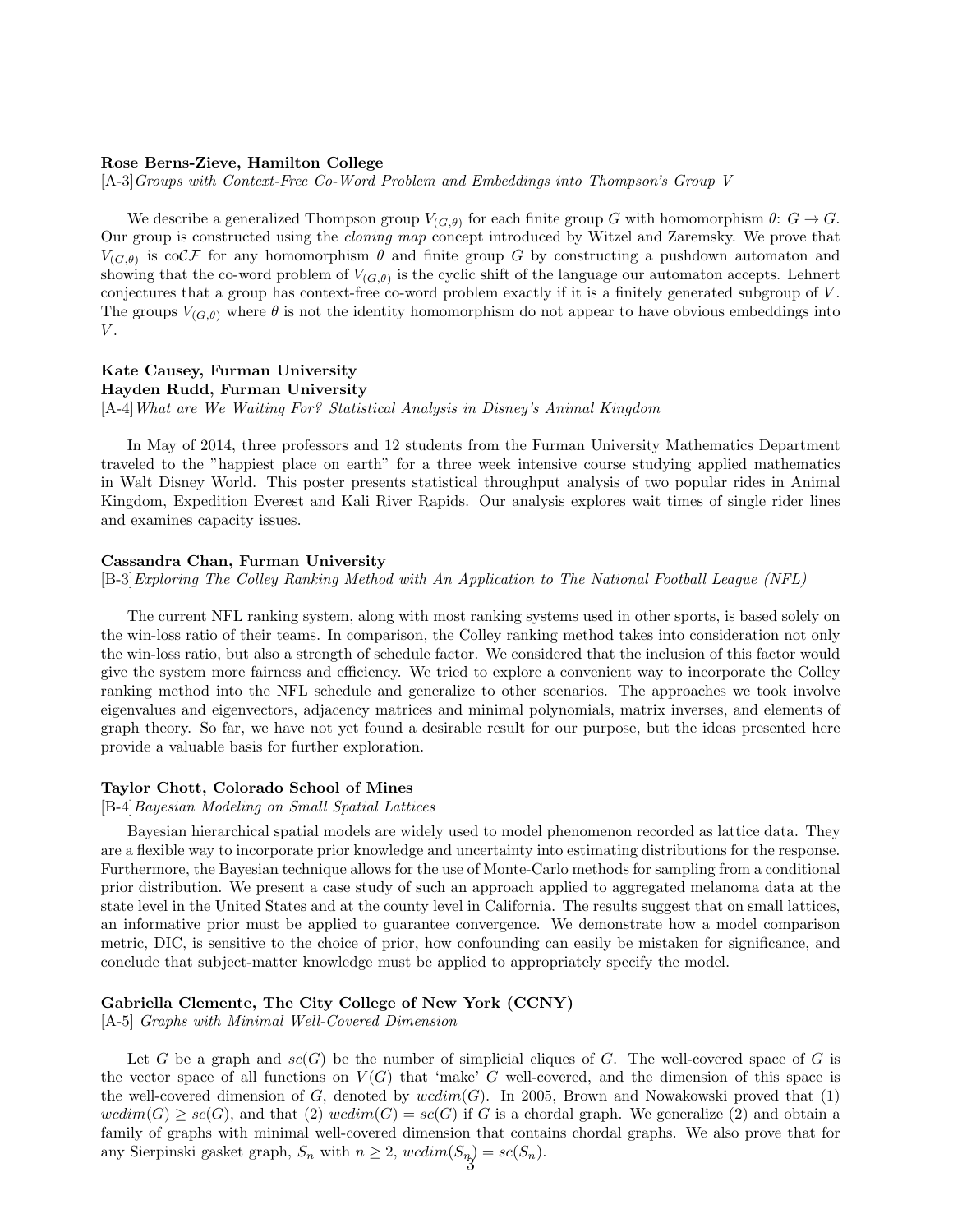**Rose Berns-Zieve, Hamilton College**

[A-3] *Groups with Context-Free Co-Word Problem and Embeddings into Thompson's Group V*

We describe a generalized Thompson group $V_{(G,\theta)}$ for each finite group $G$ with homomorphism $\theta\colon G \to G$. Our group is constructed using the *cloning map* concept introduced by Witzel and Zaremsky. We prove that $V_{(G,\theta)}$ is co$\mathcal{CF}$ for any homomorphism $\theta$ and finite group $G$ by constructing a pushdown automaton and showing that the co-word problem of $V_{(G,\theta)}$ is the cyclic shift of the language our automaton accepts. Lehnert conjectures that a group has context-free co-word problem exactly if it is a finitely generated subgroup of $V$. The groups $V_{(G,\theta)}$ where $\theta$ is not the identity homomorphism do not appear to have obvious embeddings into $V$.

**Kate Causey, Furman University**
**Hayden Rudd, Furman University**

[A-4] *What are We Waiting For? Statistical Analysis in Disney's Animal Kingdom*

In May of 2014, three professors and 12 students from the Furman University Mathematics Department traveled to the "happiest place on earth" for a three week intensive course studying applied mathematics in Walt Disney World. This poster presents statistical throughput analysis of two popular rides in Animal Kingdom, Expedition Everest and Kali River Rapids. Our analysis explores wait times of single rider lines and examines capacity issues.

**Cassandra Chan, Furman University**

[B-3] *Exploring The Colley Ranking Method with An Application to The National Football League (NFL)*

The current NFL ranking system, along with most ranking systems used in other sports, is based solely on the win-loss ratio of their teams. In comparison, the Colley ranking method takes into consideration not only the win-loss ratio, but also a strength of schedule factor. We considered that the inclusion of this factor would give the system more fairness and efficiency. We tried to explore a convenient way to incorporate the Colley ranking method into the NFL schedule and generalize to other scenarios. The approaches we took involve eigenvalues and eigenvectors, adjacency matrices and minimal polynomials, matrix inverses, and elements of graph theory. So far, we have not yet found a desirable result for our purpose, but the ideas presented here provide a valuable basis for further exploration.

**Taylor Chott, Colorado School of Mines**

[B-4] *Bayesian Modeling on Small Spatial Lattices*

Bayesian hierarchical spatial models are widely used to model phenomenon recorded as lattice data. They are a flexible way to incorporate prior knowledge and uncertainty into estimating distributions for the response. Furthermore, the Bayesian technique allows for the use of Monte-Carlo methods for sampling from a conditional prior distribution. We present a case study of such an approach applied to aggregated melanoma data at the state level in the United States and at the county level in California. The results suggest that on small lattices, an informative prior must be applied to guarantee convergence. We demonstrate how a model comparison metric, DIC, is sensitive to the choice of prior, how confounding can easily be mistaken for significance, and conclude that subject-matter knowledge must be applied to appropriately specify the model.

**Gabriella Clemente, The City College of New York (CCNY)**

[A-5] *Graphs with Minimal Well-Covered Dimension*

Let $G$ be a graph and $sc(G)$ be the number of simplicial cliques of $G$. The well-covered space of $G$ is the vector space of all functions on $V(G)$ that 'make' $G$ well-covered, and the dimension of this space is the well-covered dimension of $G$, denoted by $wcdim(G)$. In 2005, Brown and Nowakowski proved that (1) $wcdim(G) \geq sc(G)$, and that (2) $wcdim(G) = sc(G)$ if $G$ is a chordal graph. We generalize (2) and obtain a family of graphs with minimal well-covered dimension that contains chordal graphs. We also prove that for any Sierpinski gasket graph, $S_n$ with $n \geq 2$, $wcdim(S_n) = sc(S_n)$.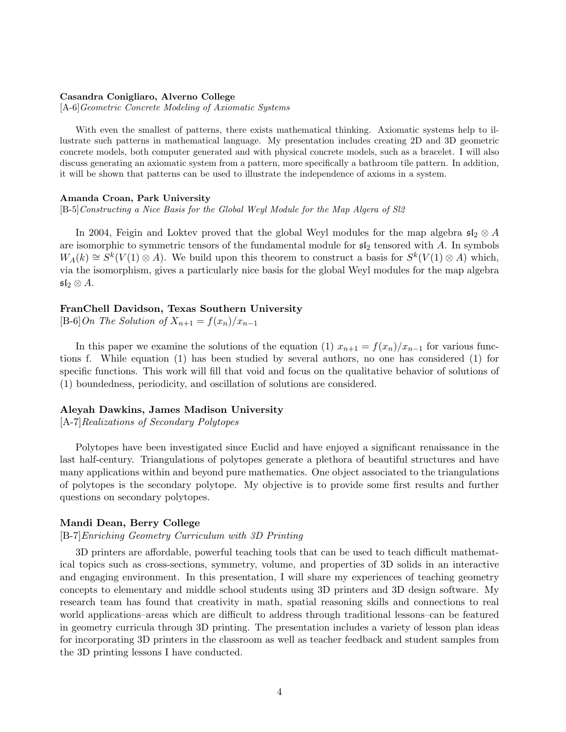**Casandra Conigliaro, Alverno College**

[A-6]*Geometric Concrete Modeling of Axiomatic Systems*

With even the smallest of patterns, there exists mathematical thinking. Axiomatic systems help to illustrate such patterns in mathematical language. My presentation includes creating 2D and 3D geometric concrete models, both computer generated and with physical concrete models, such as a bracelet. I will also discuss generating an axiomatic system from a pattern, more specifically a bathroom tile pattern. In addition, it will be shown that patterns can be used to illustrate the independence of axioms in a system.

**Amanda Croan, Park University**

[B-5]*Constructing a Nice Basis for the Global Weyl Module for the Map Algera of Sl2*

In 2004, Feigin and Loktev proved that the global Weyl modules for the map algebra $\mathfrak{sl}_2 \otimes A$ are isomorphic to symmetric tensors of the fundamental module for $\mathfrak{sl}_2$ tensored with $A$. In symbols $W_A(k) \cong S^k(V(1) \otimes A)$. We build upon this theorem to construct a basis for $S^k(V(1) \otimes A)$ which, via the isomorphism, gives a particularly nice basis for the global Weyl modules for the map algebra $\mathfrak{sl}_2 \otimes A$.

**FranChell Davidson, Texas Southern University**

[B-6]*On The Solution of* $X_{n+1} = f(x_n)/x_{n-1}$

In this paper we examine the solutions of the equation (1) $x_{n+1} = f(x_n)/x_{n-1}$ for various functions f. While equation (1) has been studied by several authors, no one has considered (1) for specific functions. This work will fill that void and focus on the qualitative behavior of solutions of (1) boundedness, periodicity, and oscillation of solutions are considered.

**Aleyah Dawkins, James Madison University**

[A-7]*Realizations of Secondary Polytopes*

Polytopes have been investigated since Euclid and have enjoyed a significant renaissance in the last half-century. Triangulations of polytopes generate a plethora of beautiful structures and have many applications within and beyond pure mathematics. One object associated to the triangulations of polytopes is the secondary polytope. My objective is to provide some first results and further questions on secondary polytopes.

**Mandi Dean, Berry College**

[B-7]*Enriching Geometry Curriculum with 3D Printing*

3D printers are affordable, powerful teaching tools that can be used to teach difficult mathematical topics such as cross-sections, symmetry, volume, and properties of 3D solids in an interactive and engaging environment. In this presentation, I will share my experiences of teaching geometry concepts to elementary and middle school students using 3D printers and 3D design software. My research team has found that creativity in math, spatial reasoning skills and connections to real world applications–areas which are difficult to address through traditional lessons–can be featured in geometry curricula through 3D printing. The presentation includes a variety of lesson plan ideas for incorporating 3D printers in the classroom as well as teacher feedback and student samples from the 3D printing lessons I have conducted.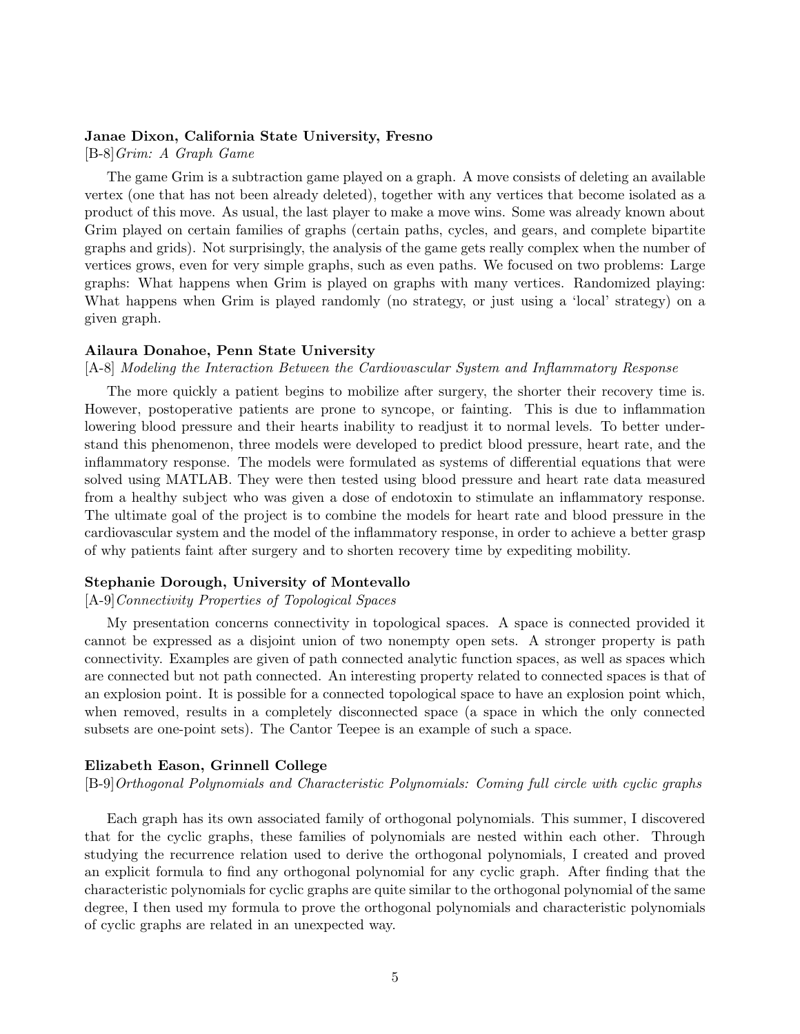**Janae Dixon, California State University, Fresno**

[B-8] *Grim: A Graph Game*

The game Grim is a subtraction game played on a graph. A move consists of deleting an available vertex (one that has not been already deleted), together with any vertices that become isolated as a product of this move. As usual, the last player to make a move wins. Some was already known about Grim played on certain families of graphs (certain paths, cycles, and gears, and complete bipartite graphs and grids). Not surprisingly, the analysis of the game gets really complex when the number of vertices grows, even for very simple graphs, such as even paths. We focused on two problems: Large graphs: What happens when Grim is played on graphs with many vertices. Randomized playing: What happens when Grim is played randomly (no strategy, or just using a 'local' strategy) on a given graph.

**Ailaura Donahoe, Penn State University**

[A-8] *Modeling the Interaction Between the Cardiovascular System and Inflammatory Response*

The more quickly a patient begins to mobilize after surgery, the shorter their recovery time is. However, postoperative patients are prone to syncope, or fainting. This is due to inflammation lowering blood pressure and their hearts inability to readjust it to normal levels. To better understand this phenomenon, three models were developed to predict blood pressure, heart rate, and the inflammatory response. The models were formulated as systems of differential equations that were solved using MATLAB. They were then tested using blood pressure and heart rate data measured from a healthy subject who was given a dose of endotoxin to stimulate an inflammatory response. The ultimate goal of the project is to combine the models for heart rate and blood pressure in the cardiovascular system and the model of the inflammatory response, in order to achieve a better grasp of why patients faint after surgery and to shorten recovery time by expediting mobility.

**Stephanie Dorough, University of Montevallo**

[A-9] *Connectivity Properties of Topological Spaces*

My presentation concerns connectivity in topological spaces. A space is connected provided it cannot be expressed as a disjoint union of two nonempty open sets. A stronger property is path connectivity. Examples are given of path connected analytic function spaces, as well as spaces which are connected but not path connected. An interesting property related to connected spaces is that of an explosion point. It is possible for a connected topological space to have an explosion point which, when removed, results in a completely disconnected space (a space in which the only connected subsets are one-point sets). The Cantor Teepee is an example of such a space.

**Elizabeth Eason, Grinnell College**

[B-9] *Orthogonal Polynomials and Characteristic Polynomials: Coming full circle with cyclic graphs*

Each graph has its own associated family of orthogonal polynomials. This summer, I discovered that for the cyclic graphs, these families of polynomials are nested within each other. Through studying the recurrence relation used to derive the orthogonal polynomials, I created and proved an explicit formula to find any orthogonal polynomial for any cyclic graph. After finding that the characteristic polynomials for cyclic graphs are quite similar to the orthogonal polynomial of the same degree, I then used my formula to prove the orthogonal polynomials and characteristic polynomials of cyclic graphs are related in an unexpected way.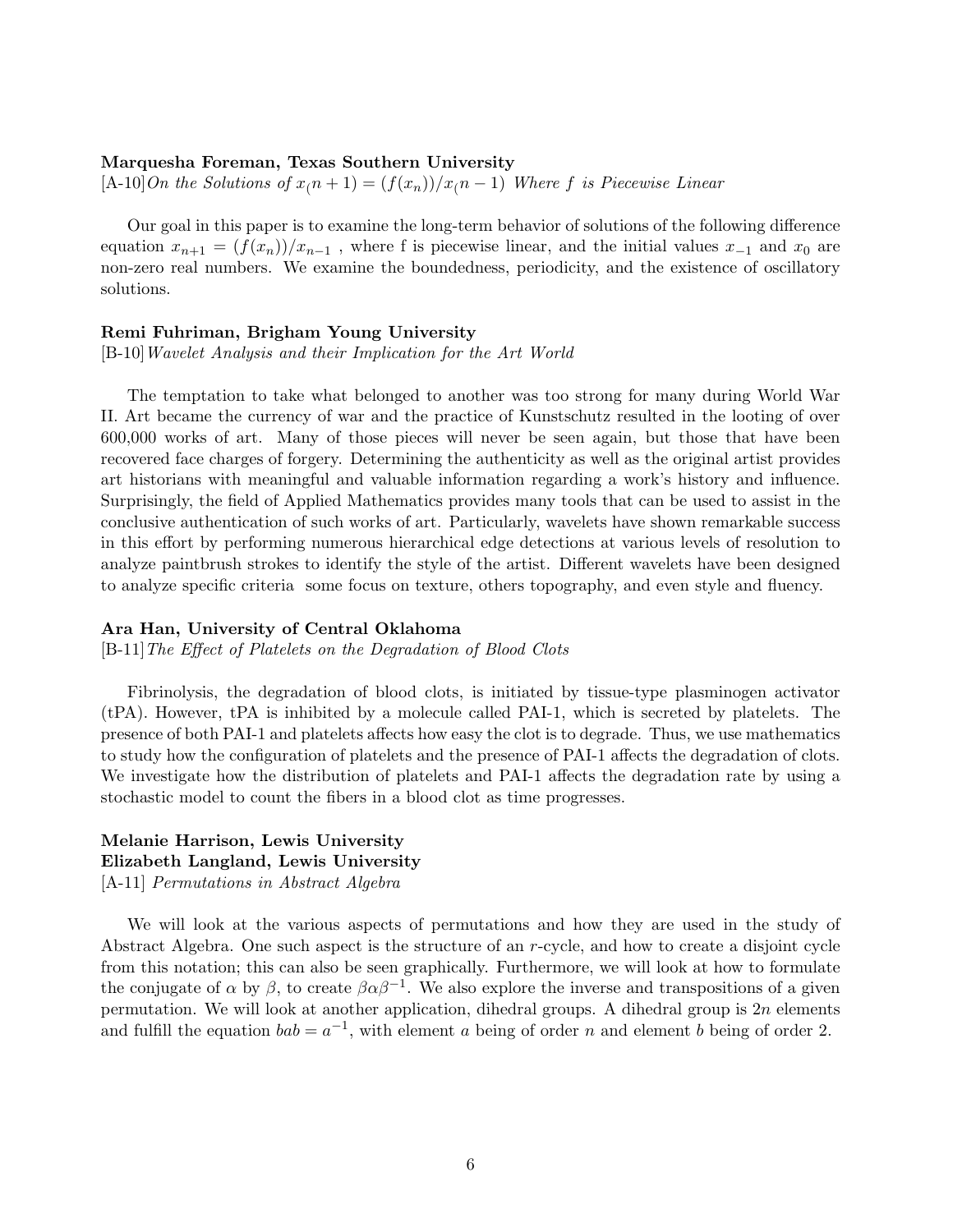**Marquesha Foreman, Texas Southern University**
[A-10] *On the Solutions of $x_(n+1) = (f(x_n))/x_(n-1)$ Where $f$ is Piecewise Linear*

Our goal in this paper is to examine the long-term behavior of solutions of the following difference equation $x_{n+1} = (f(x_n))/x_{n-1}$ , where f is piecewise linear, and the initial values $x_{-1}$ and $x_0$ are non-zero real numbers. We examine the boundedness, periodicity, and the existence of oscillatory solutions.

**Remi Fuhriman, Brigham Young University**
[B-10] *Wavelet Analysis and their Implication for the Art World*

The temptation to take what belonged to another was too strong for many during World War II. Art became the currency of war and the practice of Kunstschutz resulted in the looting of over 600,000 works of art. Many of those pieces will never be seen again, but those that have been recovered face charges of forgery. Determining the authenticity as well as the original artist provides art historians with meaningful and valuable information regarding a work's history and influence. Surprisingly, the field of Applied Mathematics provides many tools that can be used to assist in the conclusive authentication of such works of art. Particularly, wavelets have shown remarkable success in this effort by performing numerous hierarchical edge detections at various levels of resolution to analyze paintbrush strokes to identify the style of the artist. Different wavelets have been designed to analyze specific criteria some focus on texture, others topography, and even style and fluency.

**Ara Han, University of Central Oklahoma**
[B-11] *The Effect of Platelets on the Degradation of Blood Clots*

Fibrinolysis, the degradation of blood clots, is initiated by tissue-type plasminogen activator (tPA). However, tPA is inhibited by a molecule called PAI-1, which is secreted by platelets. The presence of both PAI-1 and platelets affects how easy the clot is to degrade. Thus, we use mathematics to study how the configuration of platelets and the presence of PAI-1 affects the degradation of clots. We investigate how the distribution of platelets and PAI-1 affects the degradation rate by using a stochastic model to count the fibers in a blood clot as time progresses.

**Melanie Harrison, Lewis University**
**Elizabeth Langland, Lewis University**
[A-11] *Permutations in Abstract Algebra*

We will look at the various aspects of permutations and how they are used in the study of Abstract Algebra. One such aspect is the structure of an $r$-cycle, and how to create a disjoint cycle from this notation; this can also be seen graphically. Furthermore, we will look at how to formulate the conjugate of $\alpha$ by $\beta$, to create $\beta\alpha\beta^{-1}$. We also explore the inverse and transpositions of a given permutation. We will look at another application, dihedral groups. A dihedral group is $2n$ elements and fulfill the equation $bab = a^{-1}$, with element $a$ being of order $n$ and element $b$ being of order 2.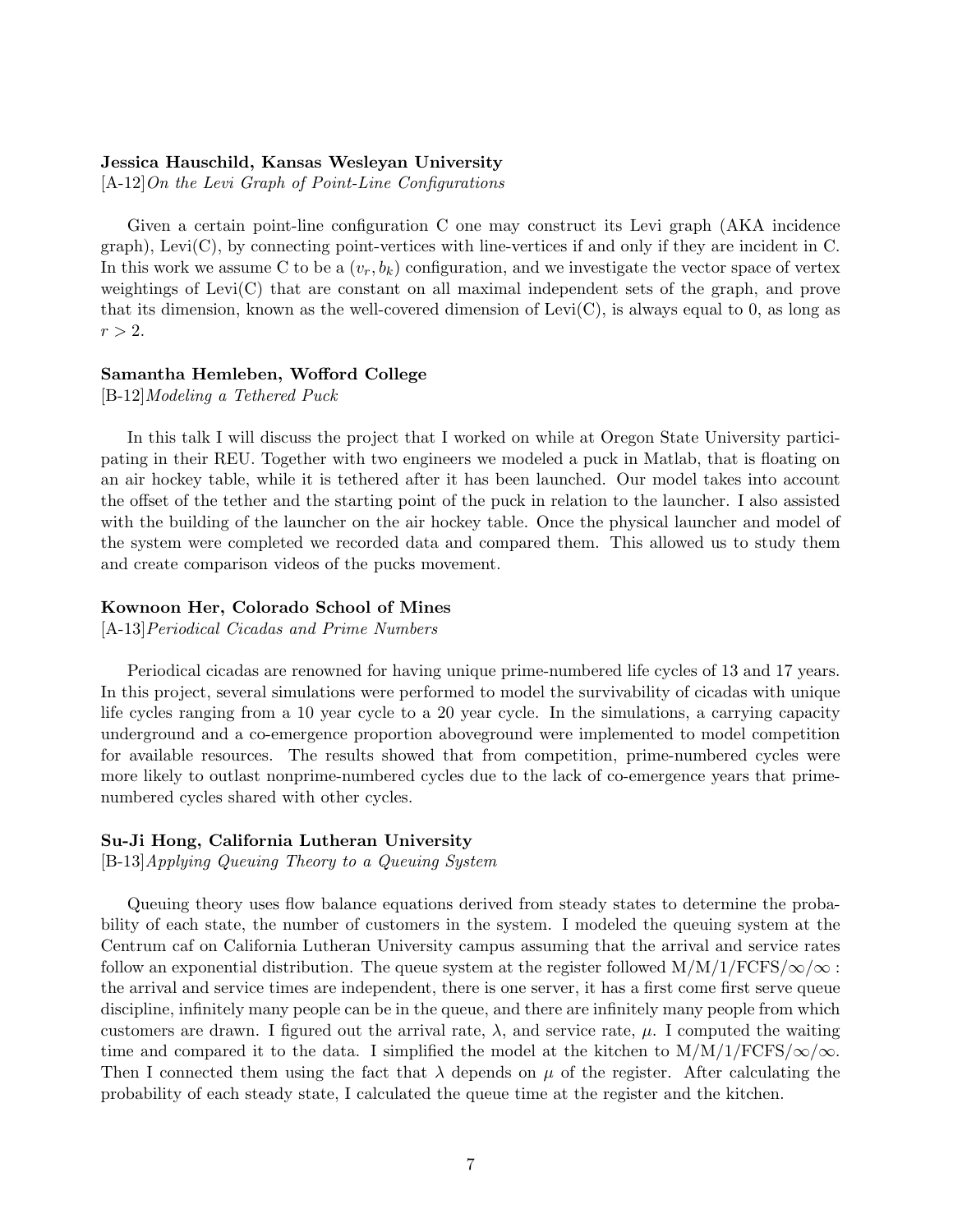**Jessica Hauschild, Kansas Wesleyan University**

[A-12]*On the Levi Graph of Point-Line Configurations*

Given a certain point-line configuration C one may construct its Levi graph (AKA incidence graph), Levi(C), by connecting point-vertices with line-vertices if and only if they are incident in C. In this work we assume C to be a $(v_r, b_k)$ configuration, and we investigate the vector space of vertex weightings of Levi(C) that are constant on all maximal independent sets of the graph, and prove that its dimension, known as the well-covered dimension of Levi(C), is always equal to 0, as long as $r > 2$.

**Samantha Hemleben, Wofford College**

[B-12]*Modeling a Tethered Puck*

In this talk I will discuss the project that I worked on while at Oregon State University participating in their REU. Together with two engineers we modeled a puck in Matlab, that is floating on an air hockey table, while it is tethered after it has been launched. Our model takes into account the offset of the tether and the starting point of the puck in relation to the launcher. I also assisted with the building of the launcher on the air hockey table. Once the physical launcher and model of the system were completed we recorded data and compared them. This allowed us to study them and create comparison videos of the pucks movement.

**Kownoon Her, Colorado School of Mines**

[A-13]*Periodical Cicadas and Prime Numbers*

Periodical cicadas are renowned for having unique prime-numbered life cycles of 13 and 17 years. In this project, several simulations were performed to model the survivability of cicadas with unique life cycles ranging from a 10 year cycle to a 20 year cycle. In the simulations, a carrying capacity underground and a co-emergence proportion aboveground were implemented to model competition for available resources. The results showed that from competition, prime-numbered cycles were more likely to outlast nonprime-numbered cycles due to the lack of co-emergence years that prime-numbered cycles shared with other cycles.

**Su-Ji Hong, California Lutheran University**

[B-13]*Applying Queuing Theory to a Queuing System*

Queuing theory uses flow balance equations derived from steady states to determine the probability of each state, the number of customers in the system. I modeled the queuing system at the Centrum caf on California Lutheran University campus assuming that the arrival and service rates follow an exponential distribution. The queue system at the register followed $M/M/1/FCFS/\infty/\infty$ : the arrival and service times are independent, there is one server, it has a first come first serve queue discipline, infinitely many people can be in the queue, and there are infinitely many people from which customers are drawn. I figured out the arrival rate, $\lambda$, and service rate, $\mu$. I computed the waiting time and compared it to the data. I simplified the model at the kitchen to $M/M/1/FCFS/\infty/\infty$. Then I connected them using the fact that $\lambda$ depends on $\mu$ of the register. After calculating the probability of each steady state, I calculated the queue time at the register and the kitchen.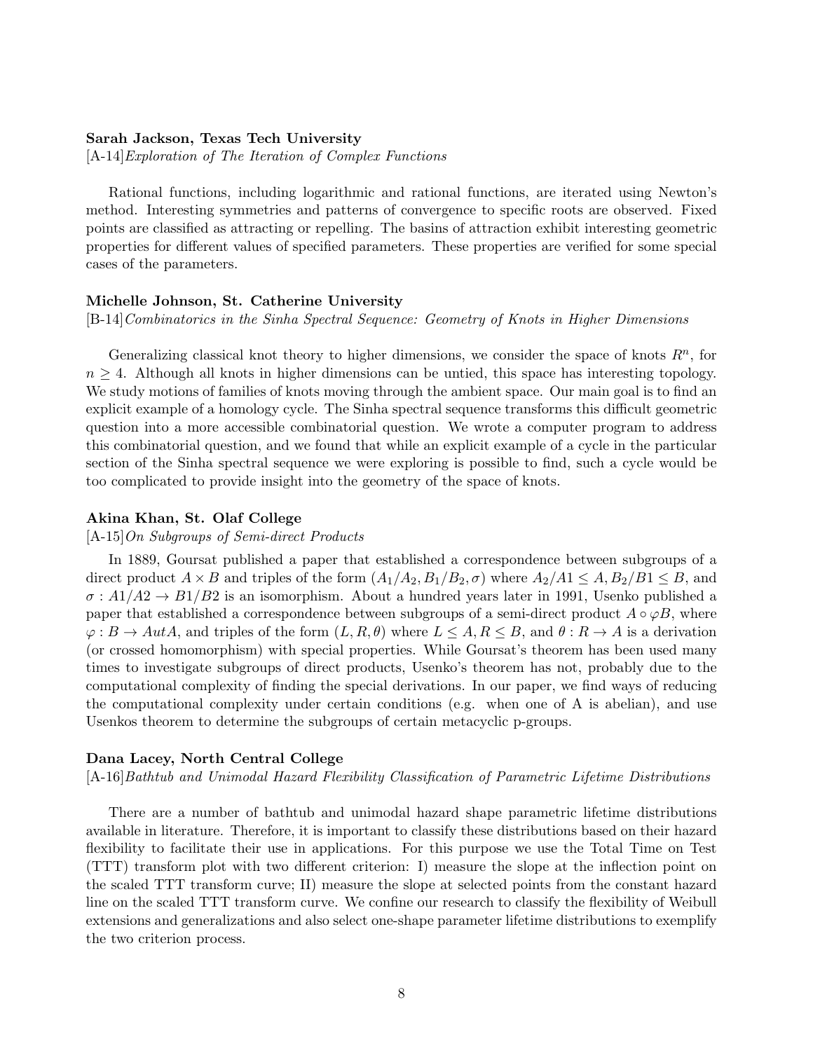**Sarah Jackson, Texas Tech University**

[A-14]*Exploration of The Iteration of Complex Functions*

Rational functions, including logarithmic and rational functions, are iterated using Newton's method. Interesting symmetries and patterns of convergence to specific roots are observed. Fixed points are classified as attracting or repelling. The basins of attraction exhibit interesting geometric properties for different values of specified parameters. These properties are verified for some special cases of the parameters.

**Michelle Johnson, St. Catherine University**

[B-14]*Combinatorics in the Sinha Spectral Sequence: Geometry of Knots in Higher Dimensions*

Generalizing classical knot theory to higher dimensions, we consider the space of knots $R^n$, for $n \geq 4$. Although all knots in higher dimensions can be untied, this space has interesting topology. We study motions of families of knots moving through the ambient space. Our main goal is to find an explicit example of a homology cycle. The Sinha spectral sequence transforms this difficult geometric question into a more accessible combinatorial question. We wrote a computer program to address this combinatorial question, and we found that while an explicit example of a cycle in the particular section of the Sinha spectral sequence we were exploring is possible to find, such a cycle would be too complicated to provide insight into the geometry of the space of knots.

**Akina Khan, St. Olaf College**

[A-15]*On Subgroups of Semi-direct Products*

In 1889, Goursat published a paper that established a correspondence between subgroups of a direct product $A \times B$ and triples of the form $(A_1/A_2, B_1/B_2, \sigma)$ where $A_2/A1 \leq A, B_2/B1 \leq B$, and $\sigma : A1/A2 \rightarrow B1/B2$ is an isomorphism. About a hundred years later in 1991, Usenko published a paper that established a correspondence between subgroups of a semi-direct product $A \circ \varphi B$, where $\varphi : B \rightarrow AutA$, and triples of the form $(L, R, \theta)$ where $L \leq A, R \leq B$, and $\theta : R \rightarrow A$ is a derivation (or crossed homomorphism) with special properties. While Goursat's theorem has been used many times to investigate subgroups of direct products, Usenko's theorem has not, probably due to the computational complexity of finding the special derivations. In our paper, we find ways of reducing the computational complexity under certain conditions (e.g. when one of A is abelian), and use Usenkos theorem to determine the subgroups of certain metacyclic p-groups.

**Dana Lacey, North Central College**

[A-16]*Bathtub and Unimodal Hazard Flexibility Classification of Parametric Lifetime Distributions*

There are a number of bathtub and unimodal hazard shape parametric lifetime distributions available in literature. Therefore, it is important to classify these distributions based on their hazard flexibility to facilitate their use in applications. For this purpose we use the Total Time on Test (TTT) transform plot with two different criterion: I) measure the slope at the inflection point on the scaled TTT transform curve; II) measure the slope at selected points from the constant hazard line on the scaled TTT transform curve. We confine our research to classify the flexibility of Weibull extensions and generalizations and also select one-shape parameter lifetime distributions to exemplify the two criterion process.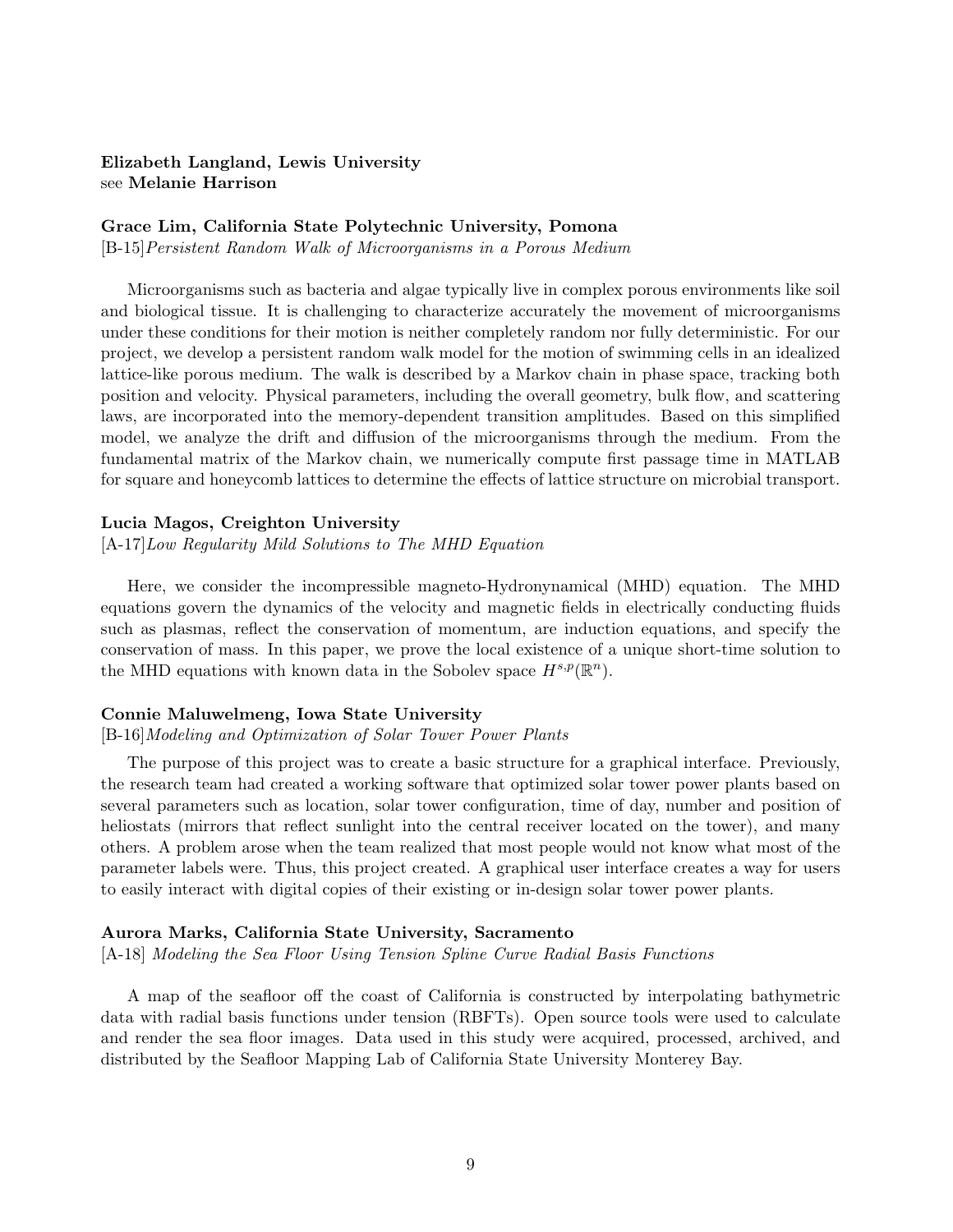**Elizabeth Langland, Lewis University**
see **Melanie Harrison**

**Grace Lim, California State Polytechnic University, Pomona**
[B-15]*Persistent Random Walk of Microorganisms in a Porous Medium*

Microorganisms such as bacteria and algae typically live in complex porous environments like soil and biological tissue. It is challenging to characterize accurately the movement of microorganisms under these conditions for their motion is neither completely random nor fully deterministic. For our project, we develop a persistent random walk model for the motion of swimming cells in an idealized lattice-like porous medium. The walk is described by a Markov chain in phase space, tracking both position and velocity. Physical parameters, including the overall geometry, bulk flow, and scattering laws, are incorporated into the memory-dependent transition amplitudes. Based on this simplified model, we analyze the drift and diffusion of the microorganisms through the medium. From the fundamental matrix of the Markov chain, we numerically compute first passage time in MATLAB for square and honeycomb lattices to determine the effects of lattice structure on microbial transport.

**Lucia Magos, Creighton University**
[A-17]*Low Regularity Mild Solutions to The MHD Equation*

Here, we consider the incompressible magneto-Hydronynamical (MHD) equation. The MHD equations govern the dynamics of the velocity and magnetic fields in electrically conducting fluids such as plasmas, reflect the conservation of momentum, are induction equations, and specify the conservation of mass. In this paper, we prove the local existence of a unique short-time solution to the MHD equations with known data in the Sobolev space $H^{s,p}(\mathbb{R}^n)$.

**Connie Maluwelmeng, Iowa State University**
[B-16]*Modeling and Optimization of Solar Tower Power Plants*

The purpose of this project was to create a basic structure for a graphical interface. Previously, the research team had created a working software that optimized solar tower power plants based on several parameters such as location, solar tower configuration, time of day, number and position of heliostats (mirrors that reflect sunlight into the central receiver located on the tower), and many others. A problem arose when the team realized that most people would not know what most of the parameter labels were. Thus, this project created. A graphical user interface creates a way for users to easily interact with digital copies of their existing or in-design solar tower power plants.

**Aurora Marks, California State University, Sacramento**
[A-18] *Modeling the Sea Floor Using Tension Spline Curve Radial Basis Functions*

A map of the seafloor off the coast of California is constructed by interpolating bathymetric data with radial basis functions under tension (RBFTs). Open source tools were used to calculate and render the sea floor images. Data used in this study were acquired, processed, archived, and distributed by the Seafloor Mapping Lab of California State University Monterey Bay.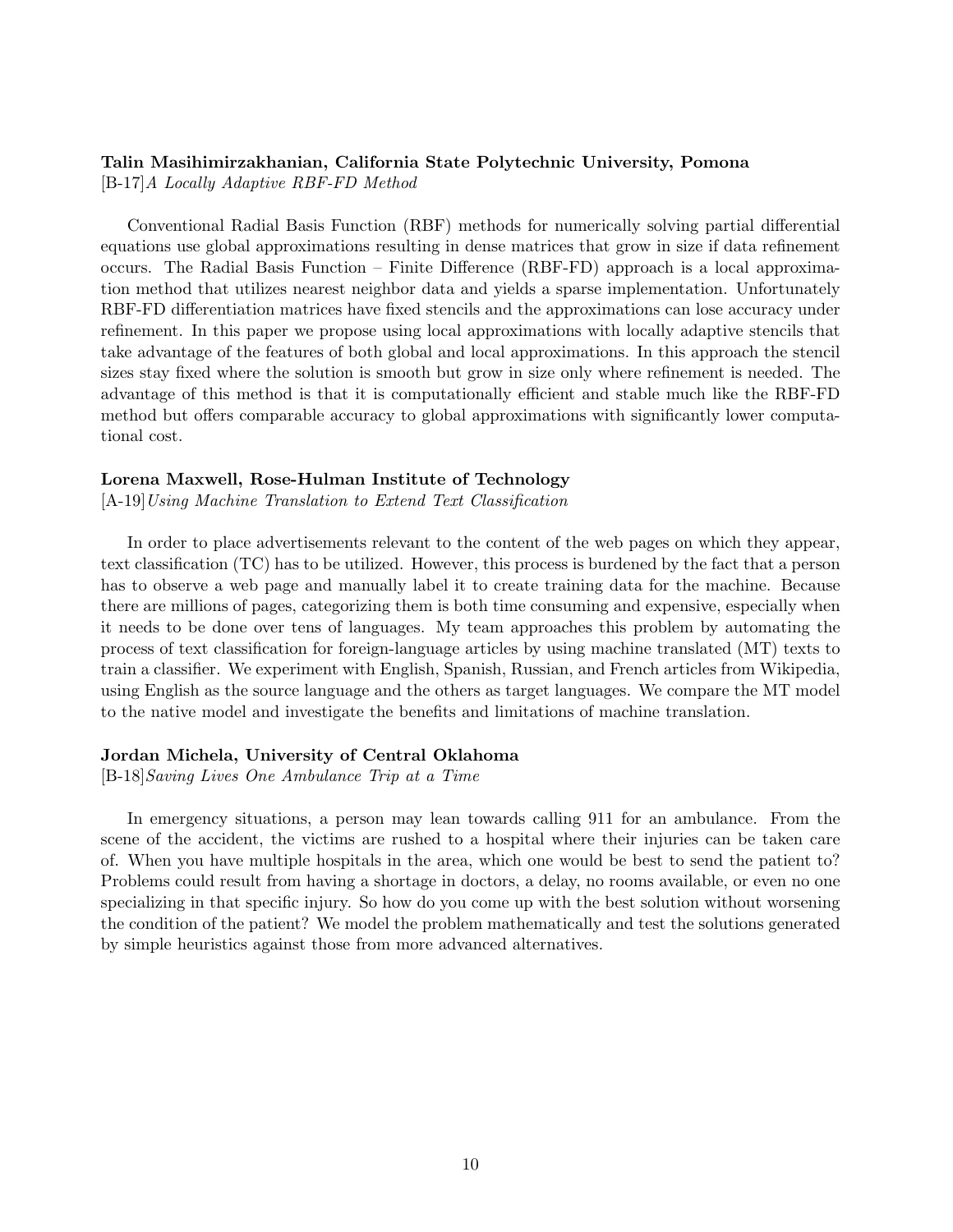**Talin Masihimirzakhanian, California State Polytechnic University, Pomona**
[B-17]*A Locally Adaptive RBF-FD Method*

Conventional Radial Basis Function (RBF) methods for numerically solving partial differential equations use global approximations resulting in dense matrices that grow in size if data refinement occurs. The Radial Basis Function – Finite Difference (RBF-FD) approach is a local approximation method that utilizes nearest neighbor data and yields a sparse implementation. Unfortunately RBF-FD differentiation matrices have fixed stencils and the approximations can lose accuracy under refinement. In this paper we propose using local approximations with locally adaptive stencils that take advantage of the features of both global and local approximations. In this approach the stencil sizes stay fixed where the solution is smooth but grow in size only where refinement is needed. The advantage of this method is that it is computationally efficient and stable much like the RBF-FD method but offers comparable accuracy to global approximations with significantly lower computational cost.

**Lorena Maxwell, Rose-Hulman Institute of Technology**
[A-19]*Using Machine Translation to Extend Text Classification*

In order to place advertisements relevant to the content of the web pages on which they appear, text classification (TC) has to be utilized. However, this process is burdened by the fact that a person has to observe a web page and manually label it to create training data for the machine. Because there are millions of pages, categorizing them is both time consuming and expensive, especially when it needs to be done over tens of languages. My team approaches this problem by automating the process of text classification for foreign-language articles by using machine translated (MT) texts to train a classifier. We experiment with English, Spanish, Russian, and French articles from Wikipedia, using English as the source language and the others as target languages. We compare the MT model to the native model and investigate the benefits and limitations of machine translation.

**Jordan Michela, University of Central Oklahoma**
[B-18]*Saving Lives One Ambulance Trip at a Time*

In emergency situations, a person may lean towards calling 911 for an ambulance. From the scene of the accident, the victims are rushed to a hospital where their injuries can be taken care of. When you have multiple hospitals in the area, which one would be best to send the patient to? Problems could result from having a shortage in doctors, a delay, no rooms available, or even no one specializing in that specific injury. So how do you come up with the best solution without worsening the condition of the patient? We model the problem mathematically and test the solutions generated by simple heuristics against those from more advanced alternatives.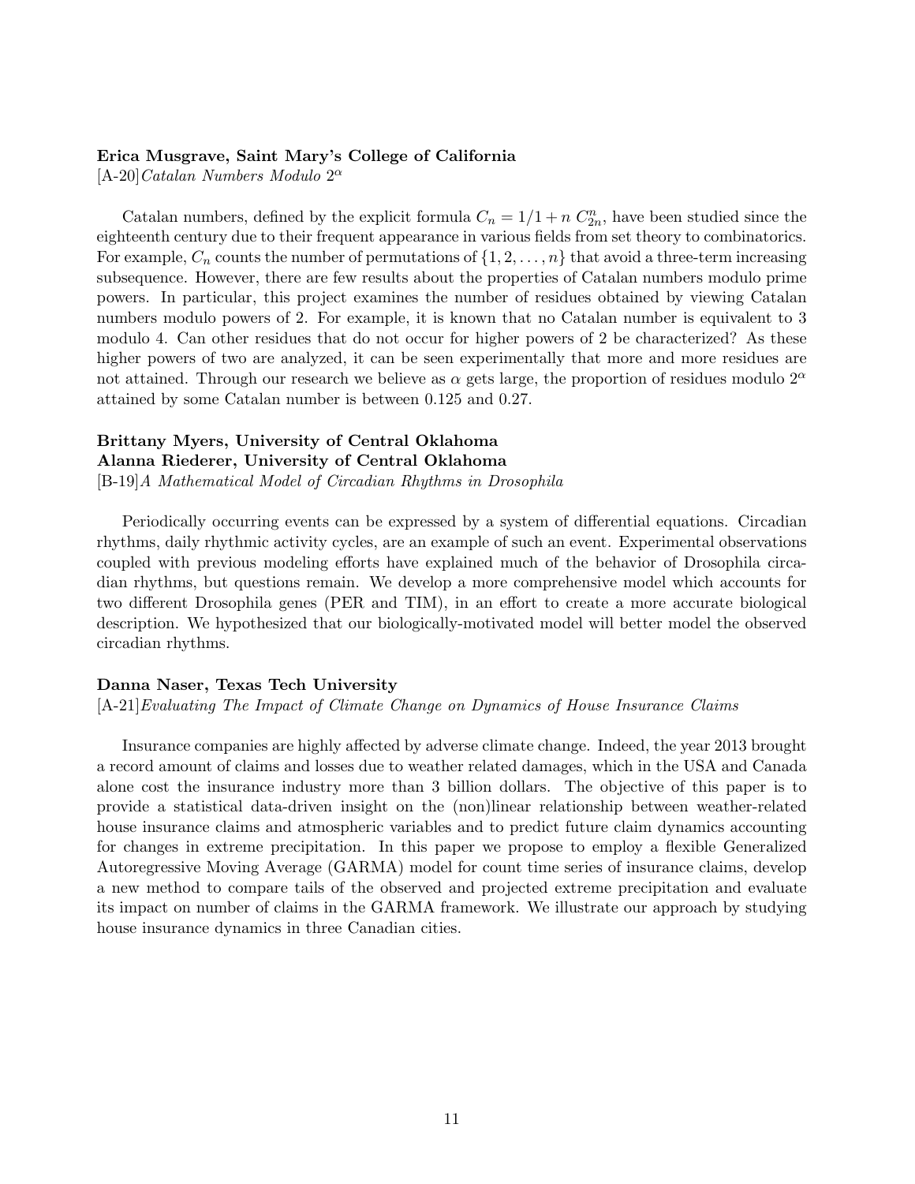**Erica Musgrave, Saint Mary's College of California**

[A-20]*Catalan Numbers Modulo $2^\alpha$*

Catalan numbers, defined by the explicit formula $C_n = 1/1 + n\ C_{2n}^n$, have been studied since the eighteenth century due to their frequent appearance in various fields from set theory to combinatorics. For example, $C_n$ counts the number of permutations of $\{1, 2, \ldots, n\}$ that avoid a three-term increasing subsequence. However, there are few results about the properties of Catalan numbers modulo prime powers. In particular, this project examines the number of residues obtained by viewing Catalan numbers modulo powers of 2. For example, it is known that no Catalan number is equivalent to 3 modulo 4. Can other residues that do not occur for higher powers of 2 be characterized? As these higher powers of two are analyzed, it can be seen experimentally that more and more residues are not attained. Through our research we believe as $\alpha$ gets large, the proportion of residues modulo $2^\alpha$ attained by some Catalan number is between 0.125 and 0.27.

**Brittany Myers, University of Central Oklahoma**
**Alanna Riederer, University of Central Oklahoma**

[B-19]*A Mathematical Model of Circadian Rhythms in Drosophila*

Periodically occurring events can be expressed by a system of differential equations. Circadian rhythms, daily rhythmic activity cycles, are an example of such an event. Experimental observations coupled with previous modeling efforts have explained much of the behavior of Drosophila circadian rhythms, but questions remain. We develop a more comprehensive model which accounts for two different Drosophila genes (PER and TIM), in an effort to create a more accurate biological description. We hypothesized that our biologically-motivated model will better model the observed circadian rhythms.

**Danna Naser, Texas Tech University**

[A-21]*Evaluating The Impact of Climate Change on Dynamics of House Insurance Claims*

Insurance companies are highly affected by adverse climate change. Indeed, the year 2013 brought a record amount of claims and losses due to weather related damages, which in the USA and Canada alone cost the insurance industry more than 3 billion dollars. The objective of this paper is to provide a statistical data-driven insight on the (non)linear relationship between weather-related house insurance claims and atmospheric variables and to predict future claim dynamics accounting for changes in extreme precipitation. In this paper we propose to employ a flexible Generalized Autoregressive Moving Average (GARMA) model for count time series of insurance claims, develop a new method to compare tails of the observed and projected extreme precipitation and evaluate its impact on number of claims in the GARMA framework. We illustrate our approach by studying house insurance dynamics in three Canadian cities.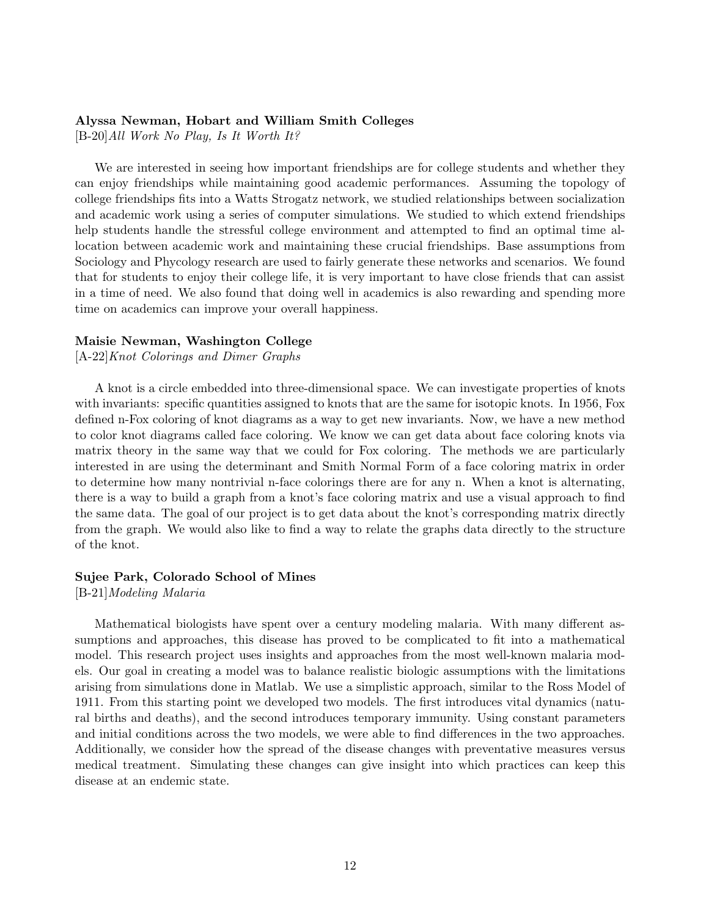**Alyssa Newman, Hobart and William Smith Colleges**
[B-20]*All Work No Play, Is It Worth It?*

We are interested in seeing how important friendships are for college students and whether they can enjoy friendships while maintaining good academic performances. Assuming the topology of college friendships fits into a Watts Strogatz network, we studied relationships between socialization and academic work using a series of computer simulations. We studied to which extend friendships help students handle the stressful college environment and attempted to find an optimal time allocation between academic work and maintaining these crucial friendships. Base assumptions from Sociology and Phycology research are used to fairly generate these networks and scenarios. We found that for students to enjoy their college life, it is very important to have close friends that can assist in a time of need. We also found that doing well in academics is also rewarding and spending more time on academics can improve your overall happiness.

**Maisie Newman, Washington College**
[A-22]*Knot Colorings and Dimer Graphs*

A knot is a circle embedded into three-dimensional space. We can investigate properties of knots with invariants: specific quantities assigned to knots that are the same for isotopic knots. In 1956, Fox defined n-Fox coloring of knot diagrams as a way to get new invariants. Now, we have a new method to color knot diagrams called face coloring. We know we can get data about face coloring knots via matrix theory in the same way that we could for Fox coloring. The methods we are particularly interested in are using the determinant and Smith Normal Form of a face coloring matrix in order to determine how many nontrivial n-face colorings there are for any n. When a knot is alternating, there is a way to build a graph from a knot's face coloring matrix and use a visual approach to find the same data. The goal of our project is to get data about the knot's corresponding matrix directly from the graph. We would also like to find a way to relate the graphs data directly to the structure of the knot.

**Sujee Park, Colorado School of Mines**
[B-21]*Modeling Malaria*

Mathematical biologists have spent over a century modeling malaria. With many different assumptions and approaches, this disease has proved to be complicated to fit into a mathematical model. This research project uses insights and approaches from the most well-known malaria models. Our goal in creating a model was to balance realistic biologic assumptions with the limitations arising from simulations done in Matlab. We use a simplistic approach, similar to the Ross Model of 1911. From this starting point we developed two models. The first introduces vital dynamics (natural births and deaths), and the second introduces temporary immunity. Using constant parameters and initial conditions across the two models, we were able to find differences in the two approaches. Additionally, we consider how the spread of the disease changes with preventative measures versus medical treatment. Simulating these changes can give insight into which practices can keep this disease at an endemic state.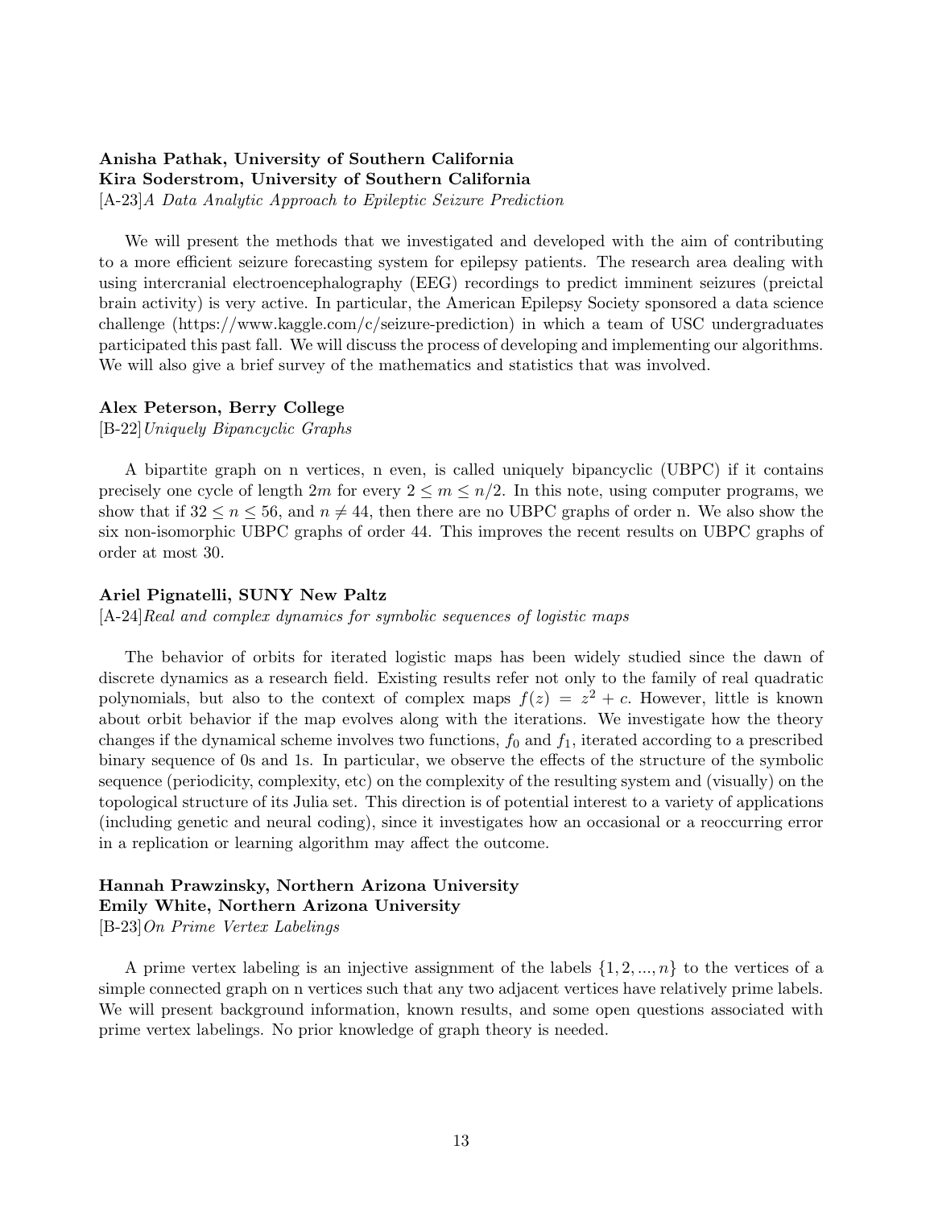**Anisha Pathak, University of Southern California**
**Kira Soderstrom, University of Southern California**
[A-23]*A Data Analytic Approach to Epileptic Seizure Prediction*

We will present the methods that we investigated and developed with the aim of contributing to a more efficient seizure forecasting system for epilepsy patients. The research area dealing with using intercranial electroencephalography (EEG) recordings to predict imminent seizures (preictal brain activity) is very active. In particular, the American Epilepsy Society sponsored a data science challenge (https://www.kaggle.com/c/seizure-prediction) in which a team of USC undergraduates participated this past fall. We will discuss the process of developing and implementing our algorithms. We will also give a brief survey of the mathematics and statistics that was involved.

**Alex Peterson, Berry College**
[B-22]*Uniquely Bipancyclic Graphs*

A bipartite graph on n vertices, n even, is called uniquely bipancyclic (UBPC) if it contains precisely one cycle of length $2m$ for every $2 \leq m \leq n/2$. In this note, using computer programs, we show that if $32 \leq n \leq 56$, and $n \neq 44$, then there are no UBPC graphs of order n. We also show the six non-isomorphic UBPC graphs of order 44. This improves the recent results on UBPC graphs of order at most 30.

**Ariel Pignatelli, SUNY New Paltz**
[A-24]*Real and complex dynamics for symbolic sequences of logistic maps*

The behavior of orbits for iterated logistic maps has been widely studied since the dawn of discrete dynamics as a research field. Existing results refer not only to the family of real quadratic polynomials, but also to the context of complex maps $f(z) = z^2 + c$. However, little is known about orbit behavior if the map evolves along with the iterations. We investigate how the theory changes if the dynamical scheme involves two functions, $f_0$ and $f_1$, iterated according to a prescribed binary sequence of 0s and 1s. In particular, we observe the effects of the structure of the symbolic sequence (periodicity, complexity, etc) on the complexity of the resulting system and (visually) on the topological structure of its Julia set. This direction is of potential interest to a variety of applications (including genetic and neural coding), since it investigates how an occasional or a reoccurring error in a replication or learning algorithm may affect the outcome.

**Hannah Prawzinsky, Northern Arizona University**
**Emily White, Northern Arizona University**
[B-23]*On Prime Vertex Labelings*

A prime vertex labeling is an injective assignment of the labels $\{1, 2, ..., n\}$ to the vertices of a simple connected graph on n vertices such that any two adjacent vertices have relatively prime labels. We will present background information, known results, and some open questions associated with prime vertex labelings. No prior knowledge of graph theory is needed.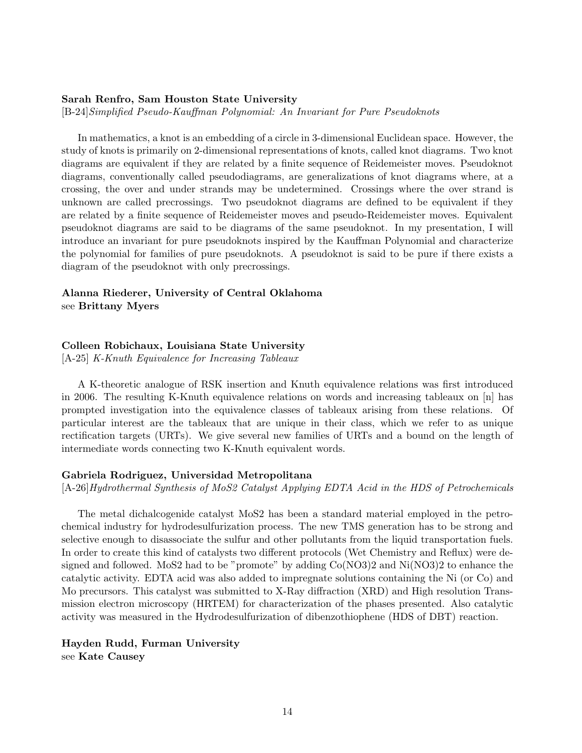**Sarah Renfro, Sam Houston State University**
[B-24]*Simplified Pseudo-Kauffman Polynomial: An Invariant for Pure Pseudoknots*

In mathematics, a knot is an embedding of a circle in 3-dimensional Euclidean space. However, the study of knots is primarily on 2-dimensional representations of knots, called knot diagrams. Two knot diagrams are equivalent if they are related by a finite sequence of Reidemeister moves. Pseudoknot diagrams, conventionally called pseudodiagrams, are generalizations of knot diagrams where, at a crossing, the over and under strands may be undetermined. Crossings where the over strand is unknown are called precrossings. Two pseudoknot diagrams are defined to be equivalent if they are related by a finite sequence of Reidemeister moves and pseudo-Reidemeister moves. Equivalent pseudoknot diagrams are said to be diagrams of the same pseudoknot. In my presentation, I will introduce an invariant for pure pseudoknots inspired by the Kauffman Polynomial and characterize the polynomial for families of pure pseudoknots. A pseudoknot is said to be pure if there exists a diagram of the pseudoknot with only precrossings.

**Alanna Riederer, University of Central Oklahoma**
see **Brittany Myers**

**Colleen Robichaux, Louisiana State University**
[A-25] *K-Knuth Equivalence for Increasing Tableaux*

A K-theoretic analogue of RSK insertion and Knuth equivalence relations was first introduced in 2006. The resulting K-Knuth equivalence relations on words and increasing tableaux on [n] has prompted investigation into the equivalence classes of tableaux arising from these relations. Of particular interest are the tableaux that are unique in their class, which we refer to as unique rectification targets (URTs). We give several new families of URTs and a bound on the length of intermediate words connecting two K-Knuth equivalent words.

**Gabriela Rodriguez, Universidad Metropolitana**
[A-26]*Hydrothermal Synthesis of MoS2 Catalyst Applying EDTA Acid in the HDS of Petrochemicals*

The metal dichalcogenide catalyst $MoS_2$ has been a standard material employed in the petrochemical industry for hydrodesulfurization process. The new TMS generation has to be strong and selective enough to disassociate the sulfur and other pollutants from the liquid transportation fuels. In order to create this kind of catalysts two different protocols (Wet Chemistry and Reflux) were designed and followed. $MoS_2$ had to be "promote" by adding $Co(NO_3)_2$ and $Ni(NO_3)_2$ to enhance the catalytic activity. EDTA acid was also added to impregnate solutions containing the Ni (or Co) and Mo precursors. This catalyst was submitted to X-Ray diffraction (XRD) and High resolution Transmission electron microscopy (HRTEM) for characterization of the phases presented. Also catalytic activity was measured in the Hydrodesulfurization of dibenzothiophene (HDS of DBT) reaction.

**Hayden Rudd, Furman University**
see **Kate Causey**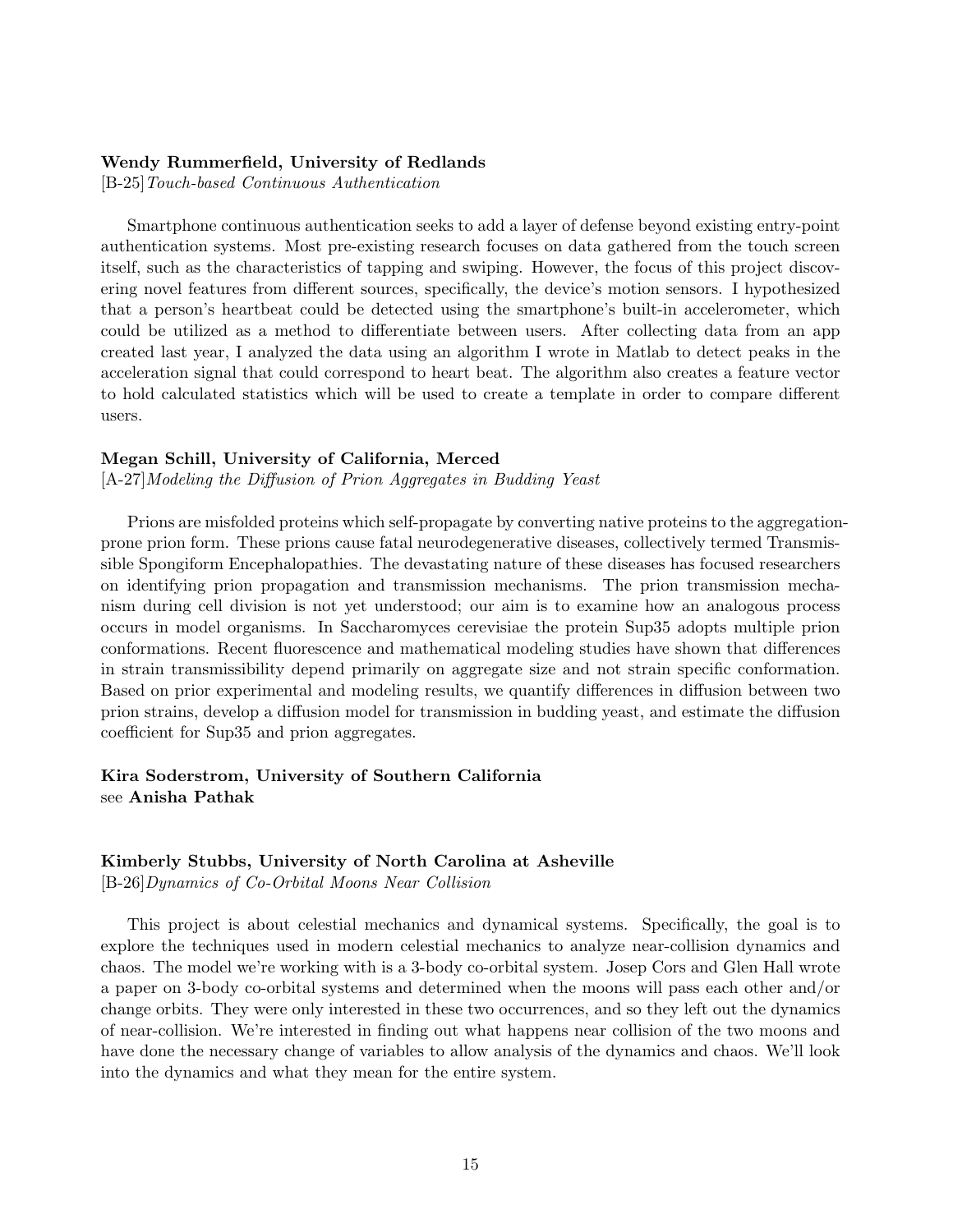**Wendy Rummerfield, University of Redlands**
[B-25] *Touch-based Continuous Authentication*

Smartphone continuous authentication seeks to add a layer of defense beyond existing entry-point authentication systems. Most pre-existing research focuses on data gathered from the touch screen itself, such as the characteristics of tapping and swiping. However, the focus of this project discovering novel features from different sources, specifically, the device's motion sensors. I hypothesized that a person's heartbeat could be detected using the smartphone's built-in accelerometer, which could be utilized as a method to differentiate between users. After collecting data from an app created last year, I analyzed the data using an algorithm I wrote in Matlab to detect peaks in the acceleration signal that could correspond to heart beat. The algorithm also creates a feature vector to hold calculated statistics which will be used to create a template in order to compare different users.

**Megan Schill, University of California, Merced**
[A-27] *Modeling the Diffusion of Prion Aggregates in Budding Yeast*

Prions are misfolded proteins which self-propagate by converting native proteins to the aggregation-prone prion form. These prions cause fatal neurodegenerative diseases, collectively termed Transmissible Spongiform Encephalopathies. The devastating nature of these diseases has focused researchers on identifying prion propagation and transmission mechanisms. The prion transmission mechanism during cell division is not yet understood; our aim is to examine how an analogous process occurs in model organisms. In Saccharomyces cerevisiae the protein Sup35 adopts multiple prion conformations. Recent fluorescence and mathematical modeling studies have shown that differences in strain transmissibility depend primarily on aggregate size and not strain specific conformation. Based on prior experimental and modeling results, we quantify differences in diffusion between two prion strains, develop a diffusion model for transmission in budding yeast, and estimate the diffusion coefficient for Sup35 and prion aggregates.

**Kira Soderstrom, University of Southern California**
see **Anisha Pathak**

**Kimberly Stubbs, University of North Carolina at Asheville**
[B-26] *Dynamics of Co-Orbital Moons Near Collision*

This project is about celestial mechanics and dynamical systems. Specifically, the goal is to explore the techniques used in modern celestial mechanics to analyze near-collision dynamics and chaos. The model we're working with is a 3-body co-orbital system. Josep Cors and Glen Hall wrote a paper on 3-body co-orbital systems and determined when the moons will pass each other and/or change orbits. They were only interested in these two occurrences, and so they left out the dynamics of near-collision. We're interested in finding out what happens near collision of the two moons and have done the necessary change of variables to allow analysis of the dynamics and chaos. We'll look into the dynamics and what they mean for the entire system.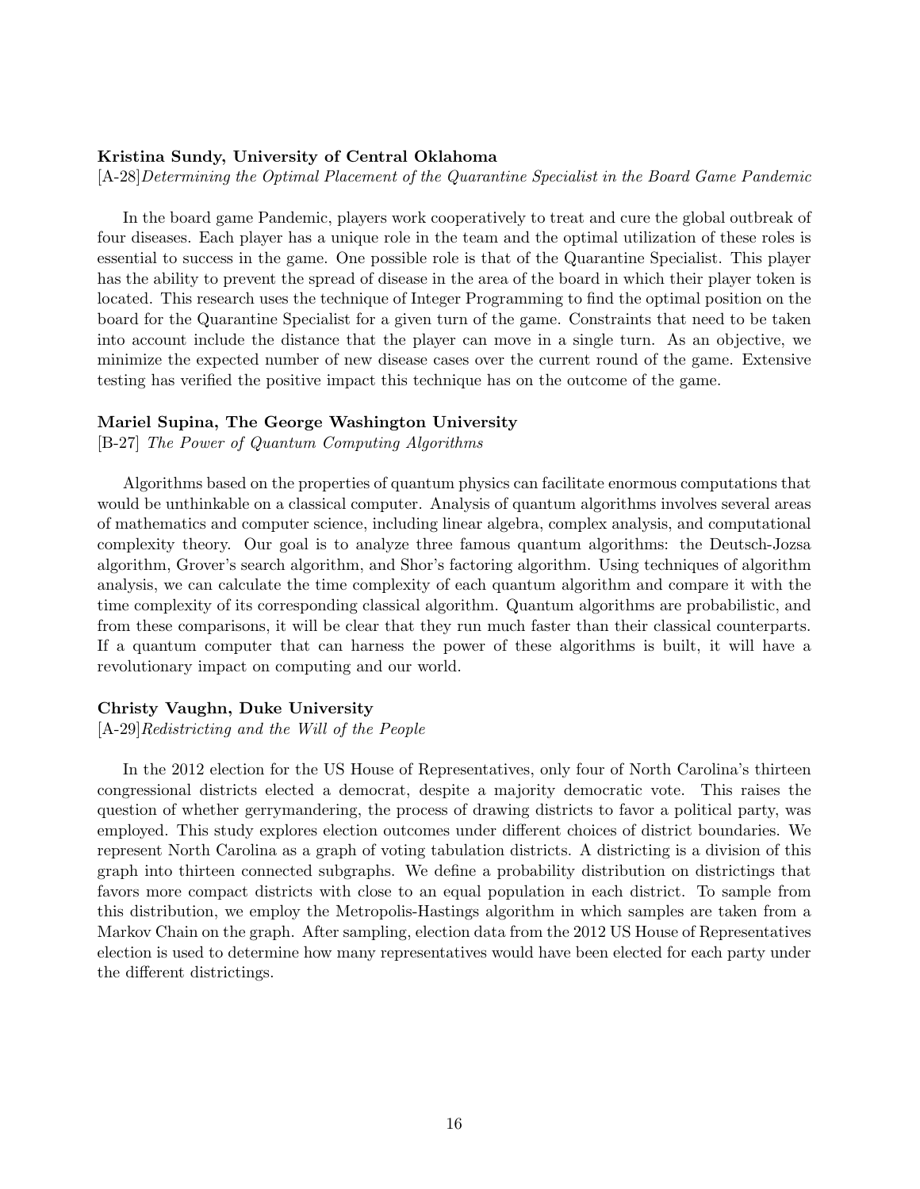**Kristina Sundy, University of Central Oklahoma**

[A-28]*Determining the Optimal Placement of the Quarantine Specialist in the Board Game Pandemic*

In the board game Pandemic, players work cooperatively to treat and cure the global outbreak of four diseases. Each player has a unique role in the team and the optimal utilization of these roles is essential to success in the game. One possible role is that of the Quarantine Specialist. This player has the ability to prevent the spread of disease in the area of the board in which their player token is located. This research uses the technique of Integer Programming to find the optimal position on the board for the Quarantine Specialist for a given turn of the game. Constraints that need to be taken into account include the distance that the player can move in a single turn. As an objective, we minimize the expected number of new disease cases over the current round of the game. Extensive testing has verified the positive impact this technique has on the outcome of the game.

**Mariel Supina, The George Washington University**

[B-27] *The Power of Quantum Computing Algorithms*

Algorithms based on the properties of quantum physics can facilitate enormous computations that would be unthinkable on a classical computer. Analysis of quantum algorithms involves several areas of mathematics and computer science, including linear algebra, complex analysis, and computational complexity theory. Our goal is to analyze three famous quantum algorithms: the Deutsch-Jozsa algorithm, Grover's search algorithm, and Shor's factoring algorithm. Using techniques of algorithm analysis, we can calculate the time complexity of each quantum algorithm and compare it with the time complexity of its corresponding classical algorithm. Quantum algorithms are probabilistic, and from these comparisons, it will be clear that they run much faster than their classical counterparts. If a quantum computer that can harness the power of these algorithms is built, it will have a revolutionary impact on computing and our world.

**Christy Vaughn, Duke University**

[A-29]*Redistricting and the Will of the People*

In the 2012 election for the US House of Representatives, only four of North Carolina's thirteen congressional districts elected a democrat, despite a majority democratic vote. This raises the question of whether gerrymandering, the process of drawing districts to favor a political party, was employed. This study explores election outcomes under different choices of district boundaries. We represent North Carolina as a graph of voting tabulation districts. A districting is a division of this graph into thirteen connected subgraphs. We define a probability distribution on districtings that favors more compact districts with close to an equal population in each district. To sample from this distribution, we employ the Metropolis-Hastings algorithm in which samples are taken from a Markov Chain on the graph. After sampling, election data from the 2012 US House of Representatives election is used to determine how many representatives would have been elected for each party under the different districtings.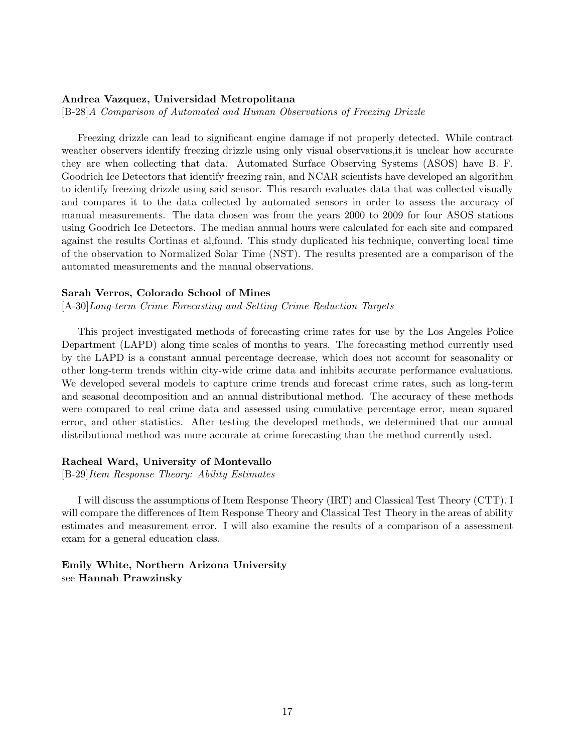**Andrea Vazquez, Universidad Metropolitana**
[B-28]*A Comparison of Automated and Human Observations of Freezing Drizzle*

Freezing drizzle can lead to significant engine damage if not properly detected. While contract weather observers identify freezing drizzle using only visual observations,it is unclear how accurate they are when collecting that data. Automated Surface Observing Systems (ASOS) have B. F. Goodrich Ice Detectors that identify freezing rain, and NCAR scientists have developed an algorithm to identify freezing drizzle using said sensor. This resarch evaluates data that was collected visually and compares it to the data collected by automated sensors in order to assess the accuracy of manual measurements. The data chosen was from the years 2000 to 2009 for four ASOS stations using Goodrich Ice Detectors. The median annual hours were calculated for each site and compared against the results Cortinas et al,found. This study duplicated his technique, converting local time of the observation to Normalized Solar Time (NST). The results presented are a comparison of the automated measurements and the manual observations.

**Sarah Verros, Colorado School of Mines**
[A-30]*Long-term Crime Forecasting and Setting Crime Reduction Targets*

This project investigated methods of forecasting crime rates for use by the Los Angeles Police Department (LAPD) along time scales of months to years. The forecasting method currently used by the LAPD is a constant annual percentage decrease, which does not account for seasonality or other long-term trends within city-wide crime data and inhibits accurate performance evaluations. We developed several models to capture crime trends and forecast crime rates, such as long-term and seasonal decomposition and an annual distributional method. The accuracy of these methods were compared to real crime data and assessed using cumulative percentage error, mean squared error, and other statistics. After testing the developed methods, we determined that our annual distributional method was more accurate at crime forecasting than the method currently used.

**Racheal Ward, University of Montevallo**
[B-29]*Item Response Theory: Ability Estimates*

I will discuss the assumptions of Item Response Theory (IRT) and Classical Test Theory (CTT). I will compare the differences of Item Response Theory and Classical Test Theory in the areas of ability estimates and measurement error. I will also examine the results of a comparison of a assessment exam for a general education class.

**Emily White, Northern Arizona University**
see **Hannah Prawzinsky**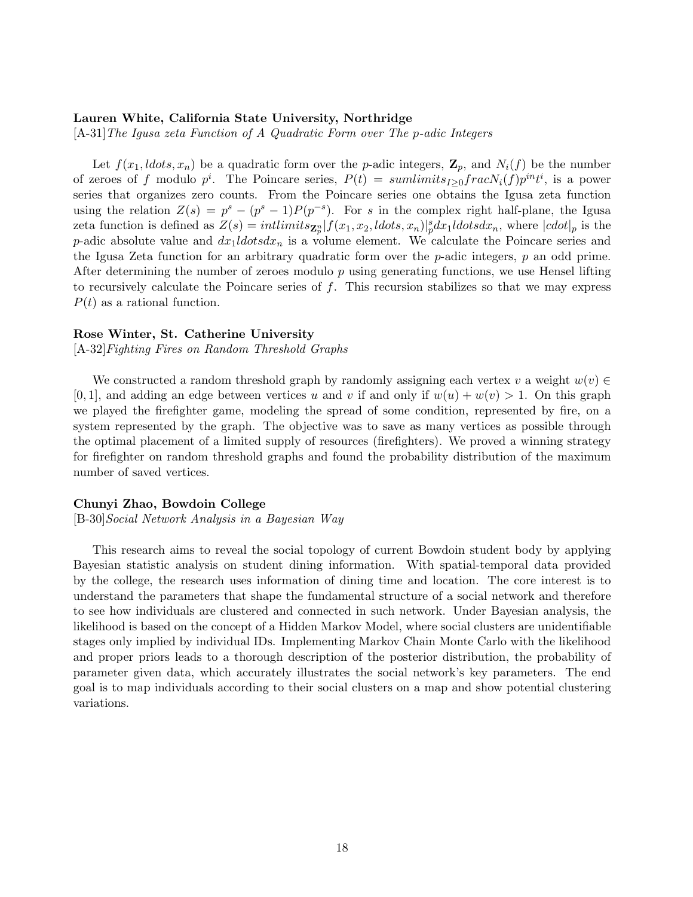**Lauren White, California State University, Northridge**

[A-31] *The Igusa zeta Function of A Quadratic Form over The p-adic Integers*

Let $f(x_1, ldots, x_n)$ be a quadratic form over the $p$-adic integers, $\mathbf{Z}_p$, and $N_i(f)$ be the number of zeroes of $f$ modulo $p^i$. The Poincare series, $P(t) = sumlimits_{I\geq 0}fracN_i(f)p^{in}t^i$, is a power series that organizes zero counts. From the Poincare series one obtains the Igusa zeta function using the relation $Z(s) = p^s - (p^s - 1)P(p^{-s})$. For $s$ in the complex right half-plane, the Igusa zeta function is defined as $Z(s) = intlimits_{\mathbf{Z}_p^n}|f(x_1, x_2, ldots, x_n)|_p^s dx_1 ldotsdx_n$, where $|cdot|_p$ is the $p$-adic absolute value and $dx_1 ldotsdx_n$ is a volume element. We calculate the Poincare series and the Igusa Zeta function for an arbitrary quadratic form over the $p$-adic integers, $p$ an odd prime. After determining the number of zeroes modulo $p$ using generating functions, we use Hensel lifting to recursively calculate the Poincare series of $f$. This recursion stabilizes so that we may express $P(t)$ as a rational function.

**Rose Winter, St. Catherine University**

[A-32] *Fighting Fires on Random Threshold Graphs*

We constructed a random threshold graph by randomly assigning each vertex $v$ a weight $w(v) \in [0, 1]$, and adding an edge between vertices $u$ and $v$ if and only if $w(u) + w(v) > 1$. On this graph we played the firefighter game, modeling the spread of some condition, represented by fire, on a system represented by the graph. The objective was to save as many vertices as possible through the optimal placement of a limited supply of resources (firefighters). We proved a winning strategy for firefighter on random threshold graphs and found the probability distribution of the maximum number of saved vertices.

**Chunyi Zhao, Bowdoin College**

[B-30] *Social Network Analysis in a Bayesian Way*

This research aims to reveal the social topology of current Bowdoin student body by applying Bayesian statistic analysis on student dining information. With spatial-temporal data provided by the college, the research uses information of dining time and location. The core interest is to understand the parameters that shape the fundamental structure of a social network and therefore to see how individuals are clustered and connected in such network. Under Bayesian analysis, the likelihood is based on the concept of a Hidden Markov Model, where social clusters are unidentifiable stages only implied by individual IDs. Implementing Markov Chain Monte Carlo with the likelihood and proper priors leads to a thorough description of the posterior distribution, the probability of parameter given data, which accurately illustrates the social network's key parameters. The end goal is to map individuals according to their social clusters on a map and show potential clustering variations.